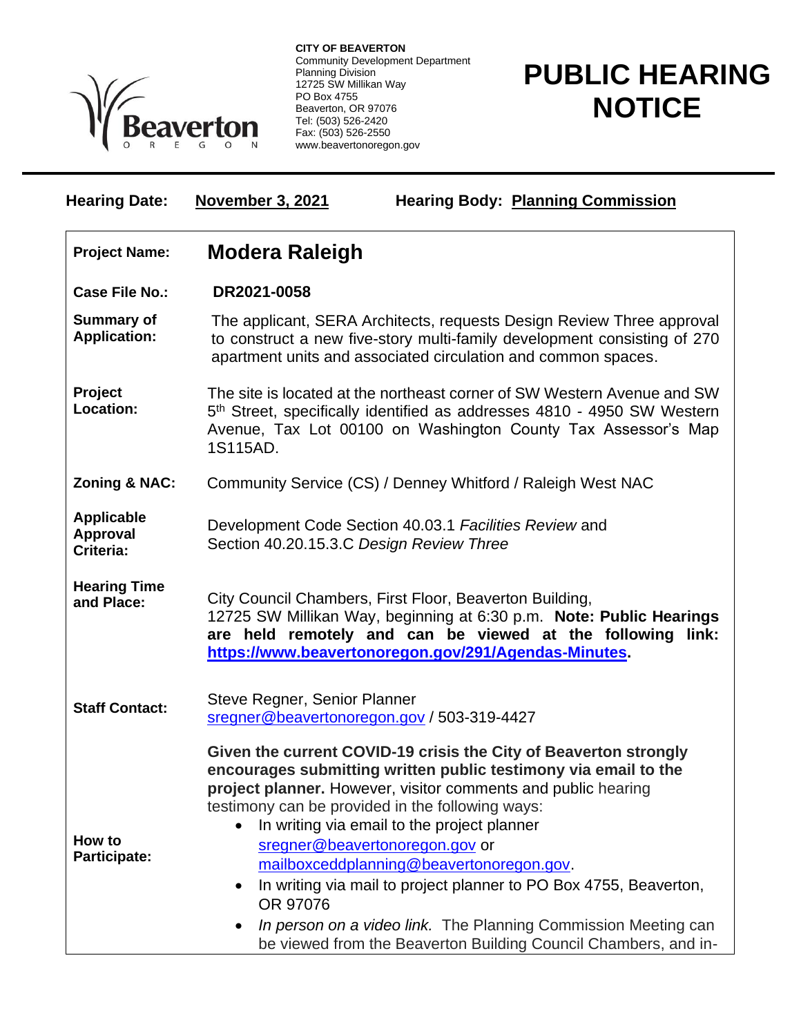CITY OF BEAVERTON
Community Development Department
Planning Division
12725 SW Millikan Way
PO Box 4755
Beaverton, OR 97076
Tel: (503) 526-2420
Fax: (503) 526-2550
www.beavertonoregon.gov

# PUBLIC HEARING NOTICE

**Hearing Date:** **November 3, 2021** **Hearing Body:** **Planning Commission**

| | |
|---|---|
| **Project Name:** | **Modera Raleigh** |
| **Case File No.:** | **DR2021-0058** |
| **Summary of Application:** | The applicant, SERA Architects, requests Design Review Three approval to construct a new five-story multi-family development consisting of 270 apartment units and associated circulation and common spaces. |
| **Project Location:** | The site is located at the northeast corner of SW Western Avenue and SW 5th Street, specifically identified as addresses 4810 - 4950 SW Western Avenue, Tax Lot 00100 on Washington County Tax Assessor's Map 1S115AD. |
| **Zoning & NAC:** | Community Service (CS) / Denney Whitford / Raleigh West NAC |
| **Applicable Approval Criteria:** | Development Code Section 40.03.1 *Facilities Review* and Section 40.20.15.3.C *Design Review Three* |
| **Hearing Time and Place:** | City Council Chambers, First Floor, Beaverton Building, 12725 SW Millikan Way, beginning at 6:30 p.m. **Note: Public Hearings are held remotely and can be viewed at the following link: https://www.beavertonoregon.gov/291/Agendas-Minutes.** |
| **Staff Contact:** | Steve Regner, Senior Planner<br>sregner@beavertonoregon.gov / 503-319-4427 |
| **How to Participate:** | **Given the current COVID-19 crisis the City of Beaverton strongly encourages submitting written public testimony via email to the project planner.** However, visitor comments and public hearing testimony can be provided in the following ways:<br>• In writing via email to the project planner sregner@beavertonoregon.gov or mailboxceddplanning@beavertonoregon.gov.<br>• In writing via mail to project planner to PO Box 4755, Beaverton, OR 97076<br>• *In person on a video link.* The Planning Commission Meeting can be viewed from the Beaverton Building Council Chambers, and in- |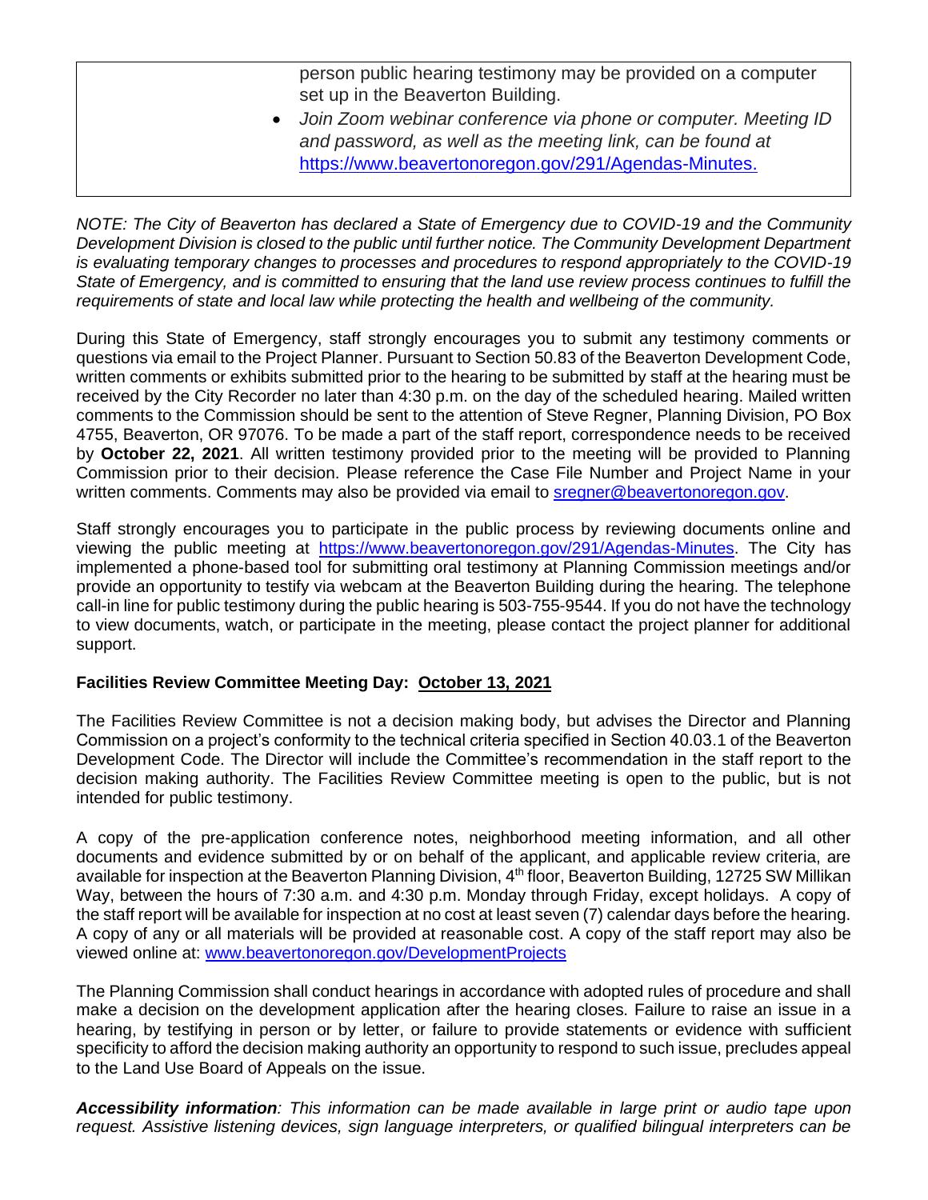| | person public hearing testimony may be provided on a computer set up in the Beaverton Building. <br> • *Join Zoom webinar conference via phone or computer. Meeting ID and password, as well as the meeting link, can be found at* [https://www.beavertonoregon.gov/291/Agendas-Minutes.](https://www.beavertonoregon.gov/291/Agendas-Minutes) |
|---|---|

*NOTE: The City of Beaverton has declared a State of Emergency due to COVID-19 and the Community Development Division is closed to the public until further notice. The Community Development Department is evaluating temporary changes to processes and procedures to respond appropriately to the COVID-19 State of Emergency, and is committed to ensuring that the land use review process continues to fulfill the requirements of state and local law while protecting the health and wellbeing of the community.*

During this State of Emergency, staff strongly encourages you to submit any testimony comments or questions via email to the Project Planner. Pursuant to Section 50.83 of the Beaverton Development Code, written comments or exhibits submitted prior to the hearing to be submitted by staff at the hearing must be received by the City Recorder no later than 4:30 p.m. on the day of the scheduled hearing. Mailed written comments to the Commission should be sent to the attention of Steve Regner, Planning Division, PO Box 4755, Beaverton, OR 97076. To be made a part of the staff report, correspondence needs to be received by **October 22, 2021**. All written testimony provided prior to the meeting will be provided to Planning Commission prior to their decision. Please reference the Case File Number and Project Name in your written comments. Comments may also be provided via email to [sregner@beavertonoregon.gov](mailto:sregner@beavertonoregon.gov).

Staff strongly encourages you to participate in the public process by reviewing documents online and viewing the public meeting at [https://www.beavertonoregon.gov/291/Agendas-Minutes](https://www.beavertonoregon.gov/291/Agendas-Minutes). The City has implemented a phone-based tool for submitting oral testimony at Planning Commission meetings and/or provide an opportunity to testify via webcam at the Beaverton Building during the hearing. The telephone call-in line for public testimony during the public hearing is 503-755-9544. If you do not have the technology to view documents, watch, or participate in the meeting, please contact the project planner for additional support.

**Facilities Review Committee Meeting Day: October 13, 2021**

The Facilities Review Committee is not a decision making body, but advises the Director and Planning Commission on a project's conformity to the technical criteria specified in Section 40.03.1 of the Beaverton Development Code. The Director will include the Committee's recommendation in the staff report to the decision making authority. The Facilities Review Committee meeting is open to the public, but is not intended for public testimony.

A copy of the pre-application conference notes, neighborhood meeting information, and all other documents and evidence submitted by or on behalf of the applicant, and applicable review criteria, are available for inspection at the Beaverton Planning Division, 4th floor, Beaverton Building, 12725 SW Millikan Way, between the hours of 7:30 a.m. and 4:30 p.m. Monday through Friday, except holidays. A copy of the staff report will be available for inspection at no cost at least seven (7) calendar days before the hearing. A copy of any or all materials will be provided at reasonable cost. A copy of the staff report may also be viewed online at: [www.beavertonoregon.gov/DevelopmentProjects](http://www.beavertonoregon.gov/DevelopmentProjects)

The Planning Commission shall conduct hearings in accordance with adopted rules of procedure and shall make a decision on the development application after the hearing closes. Failure to raise an issue in a hearing, by testifying in person or by letter, or failure to provide statements or evidence with sufficient specificity to afford the decision making authority an opportunity to respond to such issue, precludes appeal to the Land Use Board of Appeals on the issue.

***Accessibility information**: This information can be made available in large print or audio tape upon request. Assistive listening devices, sign language interpreters, or qualified bilingual interpreters can be*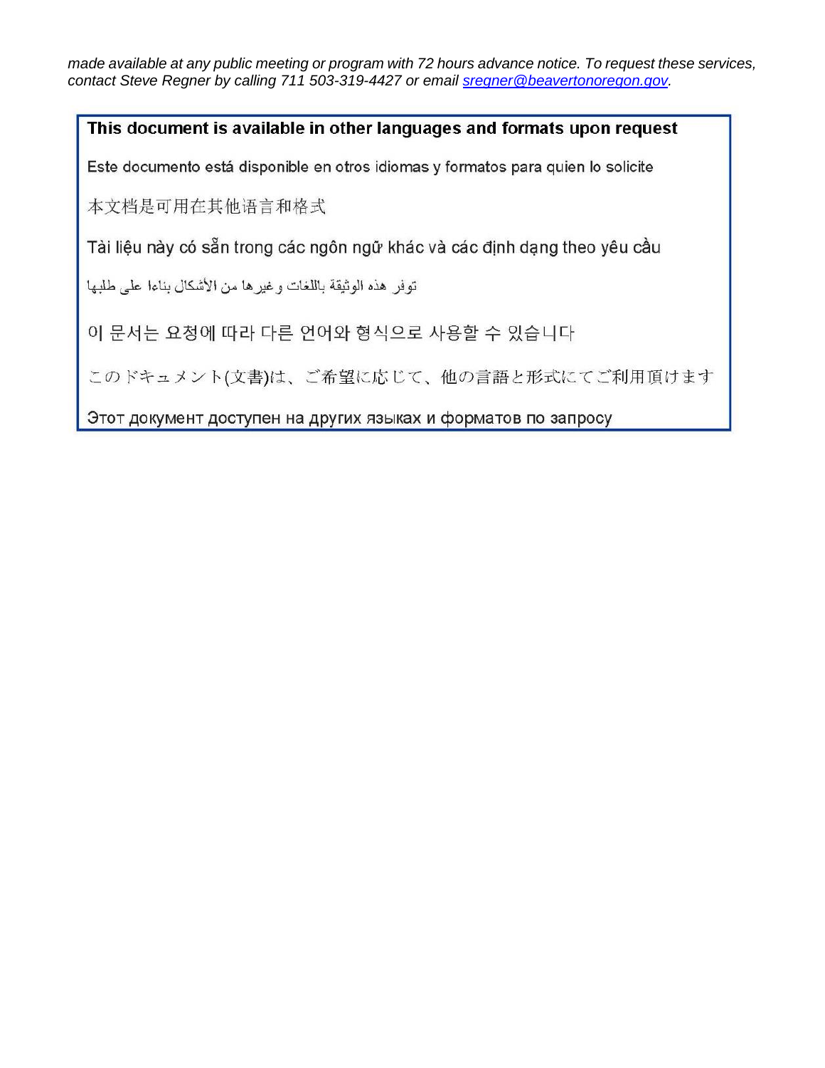*made available at any public meeting or program with 72 hours advance notice. To request these services, contact Steve Regner by calling 711 503-319-4427 or email [sregner@beavertonoregon.gov](mailto:sregner@beavertonoregon.gov).*

**This document is available in other languages and formats upon request**

Este documento está disponible en otros idiomas y formatos para quien lo solicite

本文档是可用在其他语言和格式

Tài liệu này có sẵn trong các ngôn ngữ khác và các định dạng theo yêu cầu

توفر هذه الوثيقة باللغات وغيرها من الأشكال بناءا على طلبها

이 문서는 요청에 따라 다른 언어와 형식으로 사용할 수 있습니다

このドキュメント(文書)は、ご希望に応じて、他の言語と形式にてご利用頂けます

Этот документ доступен на других языках и форматов по запросу